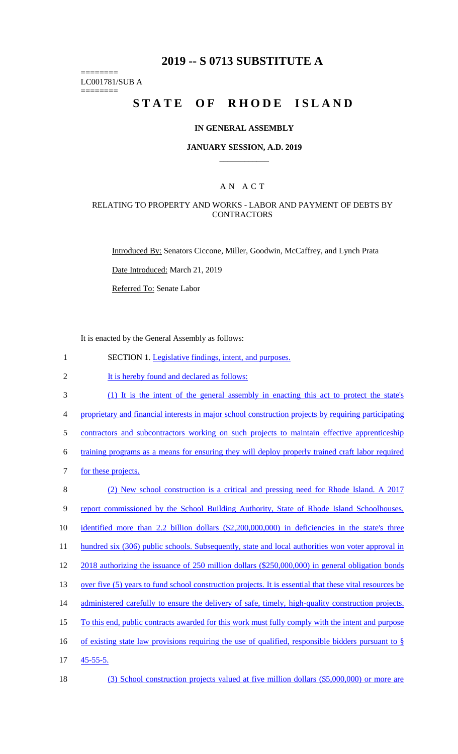# 2019 -- S 0713 SUBSTITUTE A

========
LC001781/SUB A
========

# STATE OF RHODE ISLAND

### IN GENERAL ASSEMBLY

### JANUARY SESSION, A.D. 2019

## A N A C T

### RELATING TO PROPERTY AND WORKS - LABOR AND PAYMENT OF DEBTS BY CONTRACTORS

Introduced By: Senators Ciccone, Miller, Goodwin, McCaffrey, and Lynch Prata

Date Introduced: March 21, 2019

Referred To: Senate Labor

It is enacted by the General Assembly as follows:

1 SECTION 1. Legislative findings, intent, and purposes.

2 It is hereby found and declared as follows:

3 (1) It is the intent of the general assembly in enacting this act to protect the state's
4 proprietary and financial interests in major school construction projects by requiring participating
5 contractors and subcontractors working on such projects to maintain effective apprenticeship
6 training programs as a means for ensuring they will deploy properly trained craft labor required
7 for these projects.

8 (2) New school construction is a critical and pressing need for Rhode Island. A 2017
9 report commissioned by the School Building Authority, State of Rhode Island Schoolhouses,
10 identified more than 2.2 billion dollars ($2,200,000,000) in deficiencies in the state's three
11 hundred six (306) public schools. Subsequently, state and local authorities won voter approval in
12 2018 authorizing the issuance of 250 million dollars ($250,000,000) in general obligation bonds
13 over five (5) years to fund school construction projects. It is essential that these vital resources be
14 administered carefully to ensure the delivery of safe, timely, high-quality construction projects.
15 To this end, public contracts awarded for this work must fully comply with the intent and purpose
16 of existing state law provisions requiring the use of qualified, responsible bidders pursuant to §
17 45-55-5.

18 (3) School construction projects valued at five million dollars ($5,000,000) or more are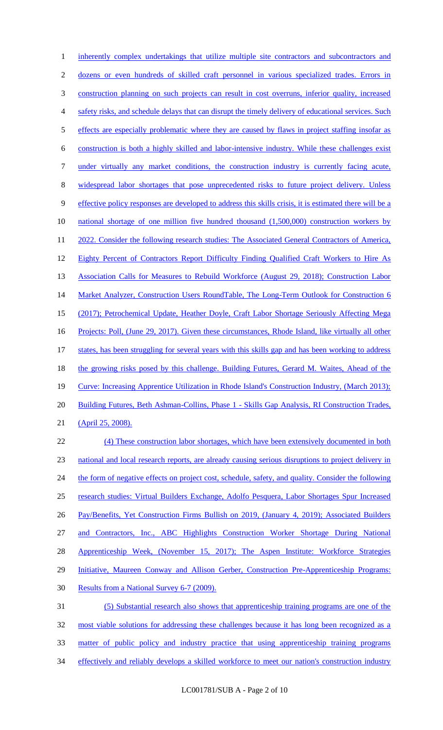inherently complex undertakings that utilize multiple site contractors and subcontractors and dozens or even hundreds of skilled craft personnel in various specialized trades. Errors in construction planning on such projects can result in cost overruns, inferior quality, increased safety risks, and schedule delays that can disrupt the timely delivery of educational services. Such effects are especially problematic where they are caused by flaws in project staffing insofar as construction is both a highly skilled and labor-intensive industry. While these challenges exist under virtually any market conditions, the construction industry is currently facing acute, widespread labor shortages that pose unprecedented risks to future project delivery. Unless effective policy responses are developed to address this skills crisis, it is estimated there will be a national shortage of one million five hundred thousand (1,500,000) construction workers by 2022. Consider the following research studies: The Associated General Contractors of America, Eighty Percent of Contractors Report Difficulty Finding Qualified Craft Workers to Hire As Association Calls for Measures to Rebuild Workforce (August 29, 2018); Construction Labor Market Analyzer, Construction Users RoundTable, The Long-Term Outlook for Construction 6 (2017); Petrochemical Update, Heather Doyle, Craft Labor Shortage Seriously Affecting Mega Projects: Poll, (June 29, 2017). Given these circumstances, Rhode Island, like virtually all other states, has been struggling for several years with this skills gap and has been working to address the growing risks posed by this challenge. Building Futures, Gerard M. Waites, Ahead of the Curve: Increasing Apprentice Utilization in Rhode Island's Construction Industry, (March 2013); Building Futures, Beth Ashman-Collins, Phase 1 - Skills Gap Analysis, RI Construction Trades, (April 25, 2008).

(4) These construction labor shortages, which have been extensively documented in both national and local research reports, are already causing serious disruptions to project delivery in the form of negative effects on project cost, schedule, safety, and quality. Consider the following research studies: Virtual Builders Exchange, Adolfo Pesquera, Labor Shortages Spur Increased Pay/Benefits, Yet Construction Firms Bullish on 2019, (January 4, 2019); Associated Builders and Contractors, Inc., ABC Highlights Construction Worker Shortage During National Apprenticeship Week, (November 15, 2017); The Aspen Institute: Workforce Strategies Initiative, Maureen Conway and Allison Gerber, Construction Pre-Apprenticeship Programs: Results from a National Survey 6-7 (2009).

(5) Substantial research also shows that apprenticeship training programs are one of the most viable solutions for addressing these challenges because it has long been recognized as a matter of public policy and industry practice that using apprenticeship training programs effectively and reliably develops a skilled workforce to meet our nation's construction industry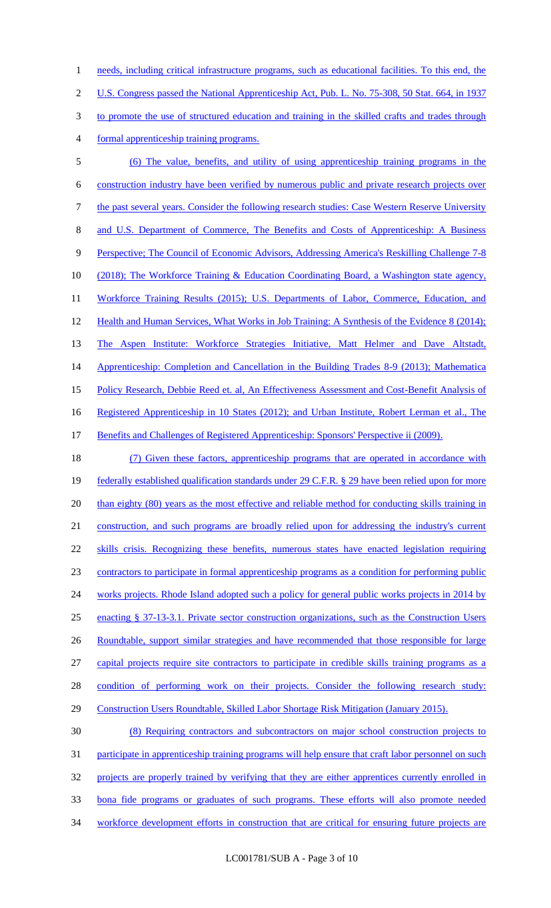needs, including critical infrastructure programs, such as educational facilities. To this end, the U.S. Congress passed the National Apprenticeship Act, Pub. L. No. 75-308, 50 Stat. 664, in 1937 to promote the use of structured education and training in the skilled crafts and trades through formal apprenticeship training programs.

(6) The value, benefits, and utility of using apprenticeship training programs in the construction industry have been verified by numerous public and private research projects over the past several years. Consider the following research studies: Case Western Reserve University and U.S. Department of Commerce, The Benefits and Costs of Apprenticeship: A Business Perspective; The Council of Economic Advisors, Addressing America's Reskilling Challenge 7-8 (2018); The Workforce Training & Education Coordinating Board, a Washington state agency, Workforce Training Results (2015); U.S. Departments of Labor, Commerce, Education, and Health and Human Services, What Works in Job Training: A Synthesis of the Evidence 8 (2014); The Aspen Institute: Workforce Strategies Initiative, Matt Helmer and Dave Altstadt, Apprenticeship: Completion and Cancellation in the Building Trades 8-9 (2013); Mathematica Policy Research, Debbie Reed et. al, An Effectiveness Assessment and Cost-Benefit Analysis of Registered Apprenticeship in 10 States (2012); and Urban Institute, Robert Lerman et al., The Benefits and Challenges of Registered Apprenticeship: Sponsors' Perspective ii (2009).

(7) Given these factors, apprenticeship programs that are operated in accordance with federally established qualification standards under 29 C.F.R. § 29 have been relied upon for more than eighty (80) years as the most effective and reliable method for conducting skills training in construction, and such programs are broadly relied upon for addressing the industry's current skills crisis. Recognizing these benefits, numerous states have enacted legislation requiring contractors to participate in formal apprenticeship programs as a condition for performing public works projects. Rhode Island adopted such a policy for general public works projects in 2014 by enacting § 37-13-3.1. Private sector construction organizations, such as the Construction Users Roundtable, support similar strategies and have recommended that those responsible for large capital projects require site contractors to participate in credible skills training programs as a condition of performing work on their projects. Consider the following research study: Construction Users Roundtable, Skilled Labor Shortage Risk Mitigation (January 2015).

(8) Requiring contractors and subcontractors on major school construction projects to participate in apprenticeship training programs will help ensure that craft labor personnel on such projects are properly trained by verifying that they are either apprentices currently enrolled in bona fide programs or graduates of such programs. These efforts will also promote needed workforce development efforts in construction that are critical for ensuring future projects are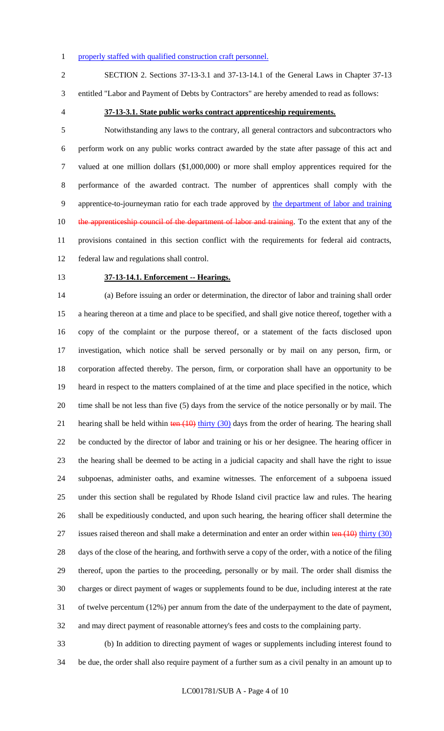properly staffed with qualified construction craft personnel.

SECTION 2. Sections 37-13-3.1 and 37-13-14.1 of the General Laws in Chapter 37-13 entitled "Labor and Payment of Debts by Contractors" are hereby amended to read as follows:

**37-13-3.1. State public works contract apprenticeship requirements.**

Notwithstanding any laws to the contrary, all general contractors and subcontractors who perform work on any public works contract awarded by the state after passage of this act and valued at one million dollars ($1,000,000) or more shall employ apprentices required for the performance of the awarded contract. The number of apprentices shall comply with the apprentice-to-journeyman ratio for each trade approved by the department of labor and training ~~the apprenticeship council of the department of labor and training~~. To the extent that any of the provisions contained in this section conflict with the requirements for federal aid contracts, federal law and regulations shall control.

**37-13-14.1. Enforcement -- Hearings.**

(a) Before issuing an order or determination, the director of labor and training shall order a hearing thereon at a time and place to be specified, and shall give notice thereof, together with a copy of the complaint or the purpose thereof, or a statement of the facts disclosed upon investigation, which notice shall be served personally or by mail on any person, firm, or corporation affected thereby. The person, firm, or corporation shall have an opportunity to be heard in respect to the matters complained of at the time and place specified in the notice, which time shall be not less than five (5) days from the service of the notice personally or by mail. The hearing shall be held within ~~ten (10)~~ thirty (30) days from the order of hearing. The hearing shall be conducted by the director of labor and training or his or her designee. The hearing officer in the hearing shall be deemed to be acting in a judicial capacity and shall have the right to issue subpoenas, administer oaths, and examine witnesses. The enforcement of a subpoena issued under this section shall be regulated by Rhode Island civil practice law and rules. The hearing shall be expeditiously conducted, and upon such hearing, the hearing officer shall determine the issues raised thereon and shall make a determination and enter an order within ~~ten (10)~~ thirty (30) days of the close of the hearing, and forthwith serve a copy of the order, with a notice of the filing thereof, upon the parties to the proceeding, personally or by mail. The order shall dismiss the charges or direct payment of wages or supplements found to be due, including interest at the rate of twelve percentum (12%) per annum from the date of the underpayment to the date of payment, and may direct payment of reasonable attorney's fees and costs to the complaining party.

(b) In addition to directing payment of wages or supplements including interest found to be due, the order shall also require payment of a further sum as a civil penalty in an amount up to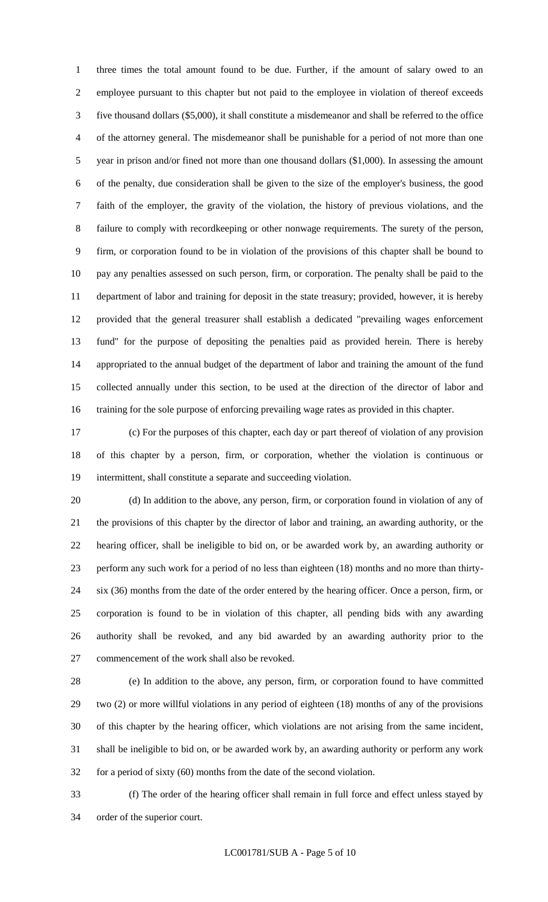three times the total amount found to be due. Further, if the amount of salary owed to an employee pursuant to this chapter but not paid to the employee in violation of thereof exceeds five thousand dollars ($5,000), it shall constitute a misdemeanor and shall be referred to the office of the attorney general. The misdemeanor shall be punishable for a period of not more than one year in prison and/or fined not more than one thousand dollars ($1,000). In assessing the amount of the penalty, due consideration shall be given to the size of the employer's business, the good faith of the employer, the gravity of the violation, the history of previous violations, and the failure to comply with recordkeeping or other nonwage requirements. The surety of the person, firm, or corporation found to be in violation of the provisions of this chapter shall be bound to pay any penalties assessed on such person, firm, or corporation. The penalty shall be paid to the department of labor and training for deposit in the state treasury; provided, however, it is hereby provided that the general treasurer shall establish a dedicated "prevailing wages enforcement fund" for the purpose of depositing the penalties paid as provided herein. There is hereby appropriated to the annual budget of the department of labor and training the amount of the fund collected annually under this section, to be used at the direction of the director of labor and training for the sole purpose of enforcing prevailing wage rates as provided in this chapter.

(c) For the purposes of this chapter, each day or part thereof of violation of any provision of this chapter by a person, firm, or corporation, whether the violation is continuous or intermittent, shall constitute a separate and succeeding violation.

(d) In addition to the above, any person, firm, or corporation found in violation of any of the provisions of this chapter by the director of labor and training, an awarding authority, or the hearing officer, shall be ineligible to bid on, or be awarded work by, an awarding authority or perform any such work for a period of no less than eighteen (18) months and no more than thirty-six (36) months from the date of the order entered by the hearing officer. Once a person, firm, or corporation is found to be in violation of this chapter, all pending bids with any awarding authority shall be revoked, and any bid awarded by an awarding authority prior to the commencement of the work shall also be revoked.

(e) In addition to the above, any person, firm, or corporation found to have committed two (2) or more willful violations in any period of eighteen (18) months of any of the provisions of this chapter by the hearing officer, which violations are not arising from the same incident, shall be ineligible to bid on, or be awarded work by, an awarding authority or perform any work for a period of sixty (60) months from the date of the second violation.

(f) The order of the hearing officer shall remain in full force and effect unless stayed by order of the superior court.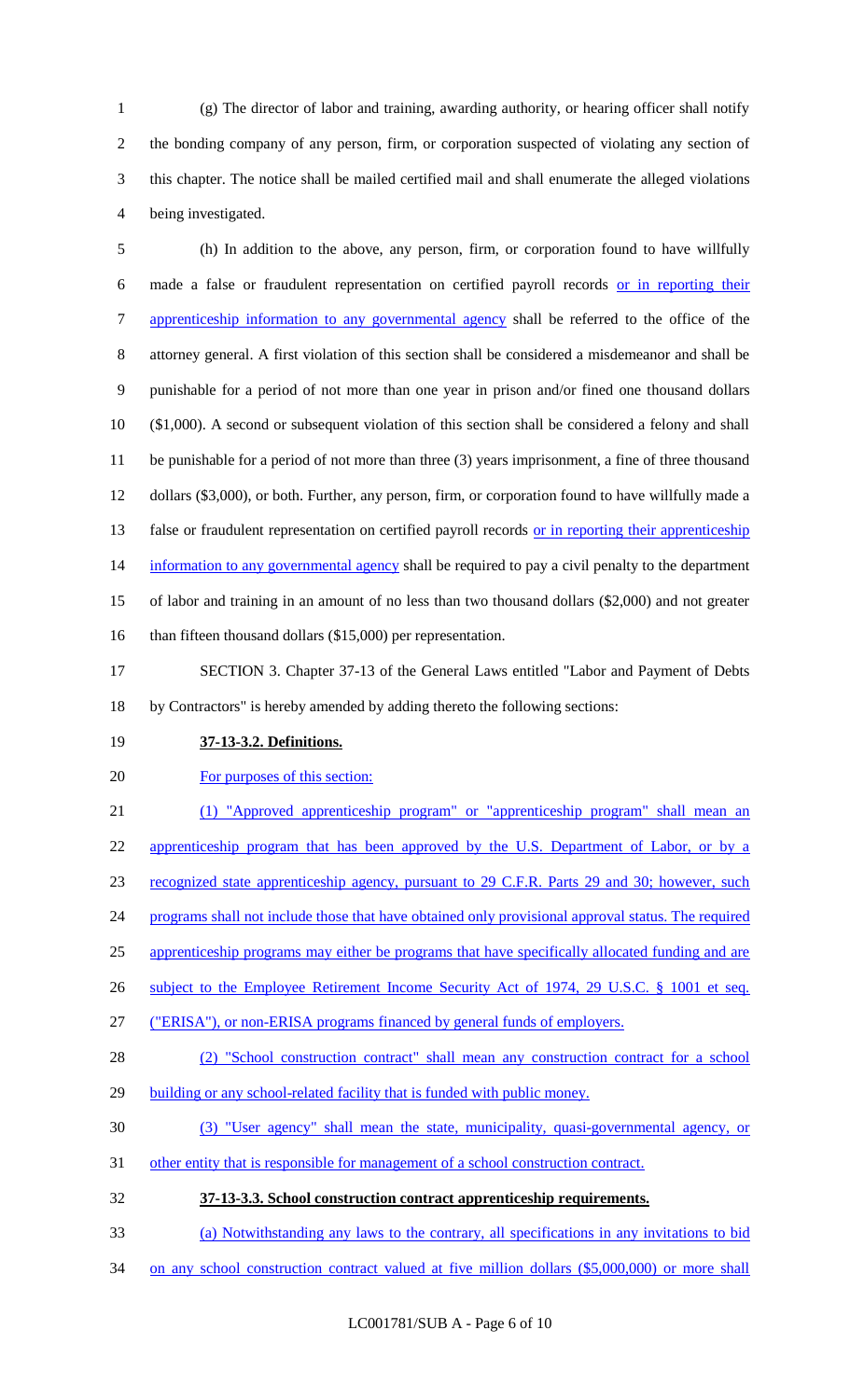(g) The director of labor and training, awarding authority, or hearing officer shall notify the bonding company of any person, firm, or corporation suspected of violating any section of this chapter. The notice shall be mailed certified mail and shall enumerate the alleged violations being investigated.

(h) In addition to the above, any person, firm, or corporation found to have willfully made a false or fraudulent representation on certified payroll records or in reporting their apprenticeship information to any governmental agency shall be referred to the office of the attorney general. A first violation of this section shall be considered a misdemeanor and shall be punishable for a period of not more than one year in prison and/or fined one thousand dollars ($1,000). A second or subsequent violation of this section shall be considered a felony and shall be punishable for a period of not more than three (3) years imprisonment, a fine of three thousand dollars ($3,000), or both. Further, any person, firm, or corporation found to have willfully made a false or fraudulent representation on certified payroll records or in reporting their apprenticeship information to any governmental agency shall be required to pay a civil penalty to the department of labor and training in an amount of no less than two thousand dollars ($2,000) and not greater than fifteen thousand dollars ($15,000) per representation.

SECTION 3. Chapter 37-13 of the General Laws entitled "Labor and Payment of Debts by Contractors" is hereby amended by adding thereto the following sections:

**37-13-3.2. Definitions.**

For purposes of this section:

(1) "Approved apprenticeship program" or "apprenticeship program" shall mean an apprenticeship program that has been approved by the U.S. Department of Labor, or by a recognized state apprenticeship agency, pursuant to 29 C.F.R. Parts 29 and 30; however, such programs shall not include those that have obtained only provisional approval status. The required apprenticeship programs may either be programs that have specifically allocated funding and are subject to the Employee Retirement Income Security Act of 1974, 29 U.S.C. § 1001 et seq. ("ERISA"), or non-ERISA programs financed by general funds of employers.

(2) "School construction contract" shall mean any construction contract for a school building or any school-related facility that is funded with public money.

(3) "User agency" shall mean the state, municipality, quasi-governmental agency, or other entity that is responsible for management of a school construction contract.

**37-13-3.3. School construction contract apprenticeship requirements.**

(a) Notwithstanding any laws to the contrary, all specifications in any invitations to bid on any school construction contract valued at five million dollars ($5,000,000) or more shall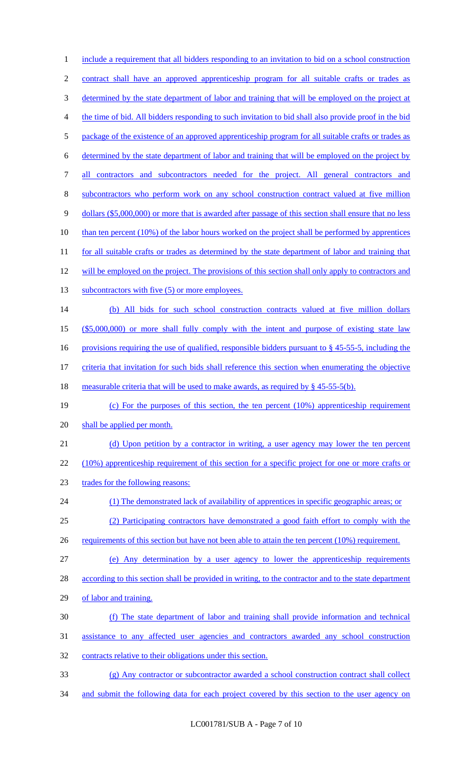include a requirement that all bidders responding to an invitation to bid on a school construction contract shall have an approved apprenticeship program for all suitable crafts or trades as determined by the state department of labor and training that will be employed on the project at the time of bid. All bidders responding to such invitation to bid shall also provide proof in the bid package of the existence of an approved apprenticeship program for all suitable crafts or trades as determined by the state department of labor and training that will be employed on the project by all contractors and subcontractors needed for the project. All general contractors and subcontractors who perform work on any school construction contract valued at five million dollars ($5,000,000) or more that is awarded after passage of this section shall ensure that no less than ten percent (10%) of the labor hours worked on the project shall be performed by apprentices for all suitable crafts or trades as determined by the state department of labor and training that will be employed on the project. The provisions of this section shall only apply to contractors and subcontractors with five (5) or more employees.

(b) All bids for such school construction contracts valued at five million dollars ($5,000,000) or more shall fully comply with the intent and purpose of existing state law provisions requiring the use of qualified, responsible bidders pursuant to § 45-55-5, including the criteria that invitation for such bids shall reference this section when enumerating the objective measurable criteria that will be used to make awards, as required by § 45-55-5(b).

(c) For the purposes of this section, the ten percent (10%) apprenticeship requirement shall be applied per month.

(d) Upon petition by a contractor in writing, a user agency may lower the ten percent (10%) apprenticeship requirement of this section for a specific project for one or more crafts or trades for the following reasons:

(1) The demonstrated lack of availability of apprentices in specific geographic areas; or

(2) Participating contractors have demonstrated a good faith effort to comply with the requirements of this section but have not been able to attain the ten percent (10%) requirement.

(e) Any determination by a user agency to lower the apprenticeship requirements according to this section shall be provided in writing, to the contractor and to the state department of labor and training.

(f) The state department of labor and training shall provide information and technical assistance to any affected user agencies and contractors awarded any school construction contracts relative to their obligations under this section.

(g) Any contractor or subcontractor awarded a school construction contract shall collect and submit the following data for each project covered by this section to the user agency on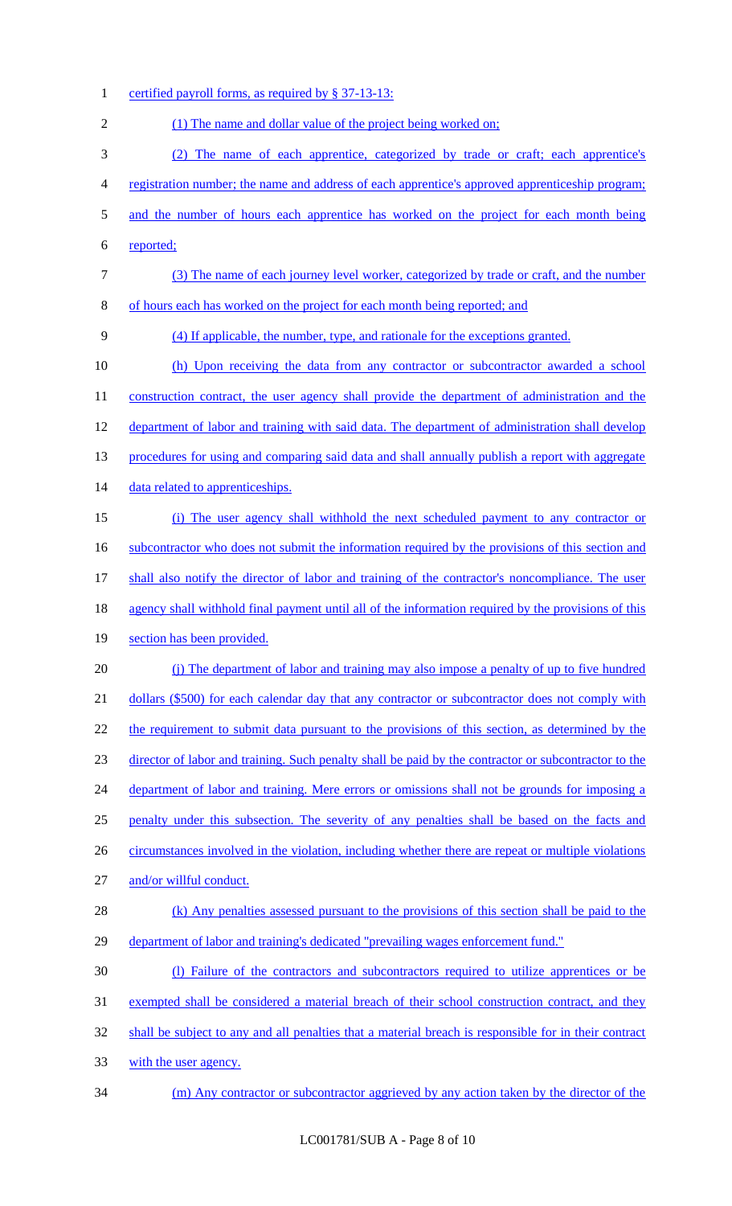certified payroll forms, as required by § 37-13-13:

(1) The name and dollar value of the project being worked on;

(2) The name of each apprentice, categorized by trade or craft; each apprentice's registration number; the name and address of each apprentice's approved apprenticeship program; and the number of hours each apprentice has worked on the project for each month being reported;

(3) The name of each journey level worker, categorized by trade or craft, and the number of hours each has worked on the project for each month being reported; and

(4) If applicable, the number, type, and rationale for the exceptions granted.

(h) Upon receiving the data from any contractor or subcontractor awarded a school construction contract, the user agency shall provide the department of administration and the department of labor and training with said data. The department of administration shall develop procedures for using and comparing said data and shall annually publish a report with aggregate data related to apprenticeships.

(i) The user agency shall withhold the next scheduled payment to any contractor or subcontractor who does not submit the information required by the provisions of this section and shall also notify the director of labor and training of the contractor's noncompliance. The user agency shall withhold final payment until all of the information required by the provisions of this section has been provided.

(j) The department of labor and training may also impose a penalty of up to five hundred dollars ($500) for each calendar day that any contractor or subcontractor does not comply with the requirement to submit data pursuant to the provisions of this section, as determined by the director of labor and training. Such penalty shall be paid by the contractor or subcontractor to the department of labor and training. Mere errors or omissions shall not be grounds for imposing a penalty under this subsection. The severity of any penalties shall be based on the facts and circumstances involved in the violation, including whether there are repeat or multiple violations and/or willful conduct.

(k) Any penalties assessed pursuant to the provisions of this section shall be paid to the department of labor and training's dedicated "prevailing wages enforcement fund."

(l) Failure of the contractors and subcontractors required to utilize apprentices or be exempted shall be considered a material breach of their school construction contract, and they shall be subject to any and all penalties that a material breach is responsible for in their contract with the user agency.

(m) Any contractor or subcontractor aggrieved by any action taken by the director of the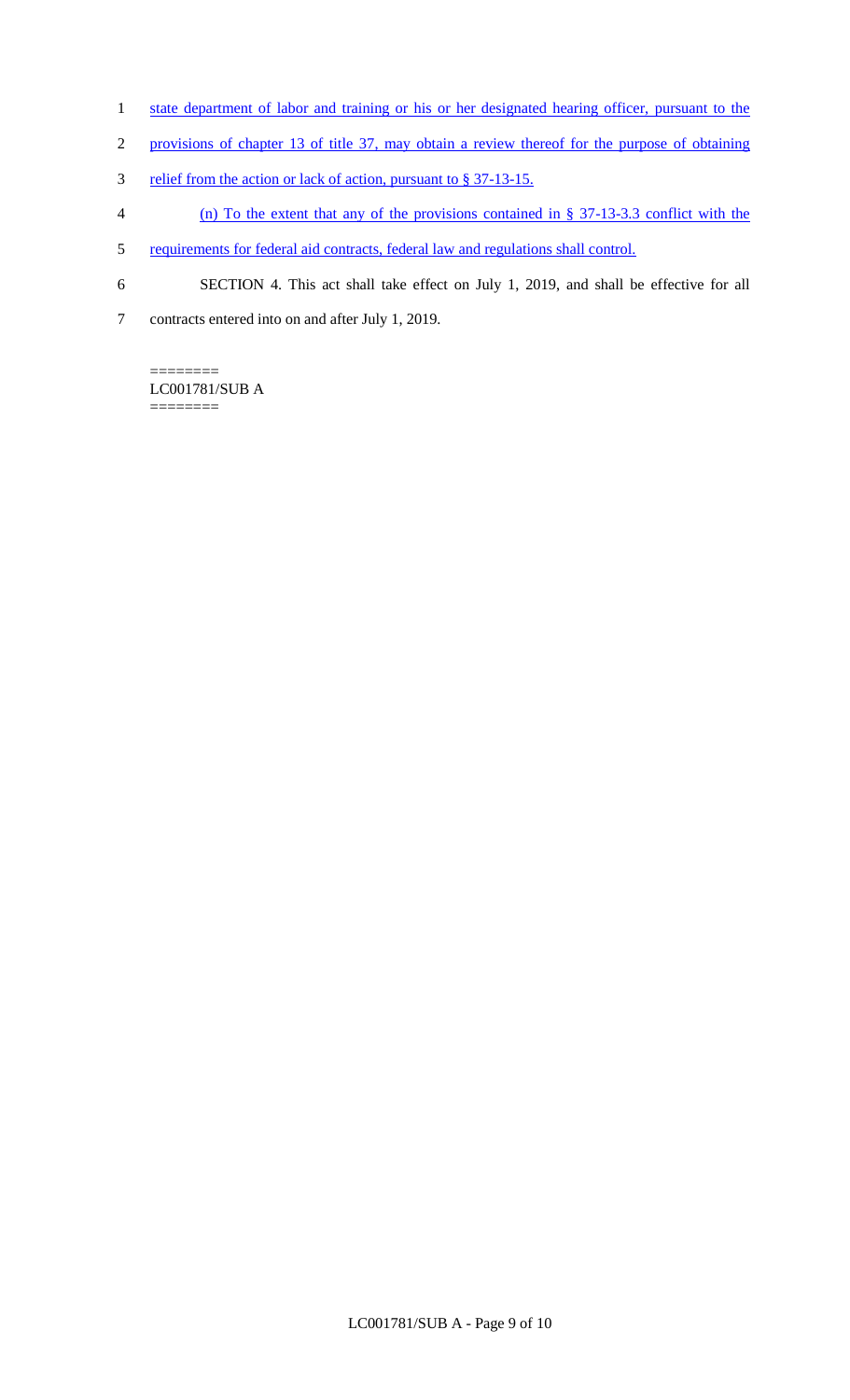state department of labor and training or his or her designated hearing officer, pursuant to the provisions of chapter 13 of title 37, may obtain a review thereof for the purpose of obtaining relief from the action or lack of action, pursuant to § 37-13-15.

(n) To the extent that any of the provisions contained in § 37-13-3.3 conflict with the requirements for federal aid contracts, federal law and regulations shall control.

SECTION 4. This act shall take effect on July 1, 2019, and shall be effective for all contracts entered into on and after July 1, 2019.

========
LC001781/SUB A
========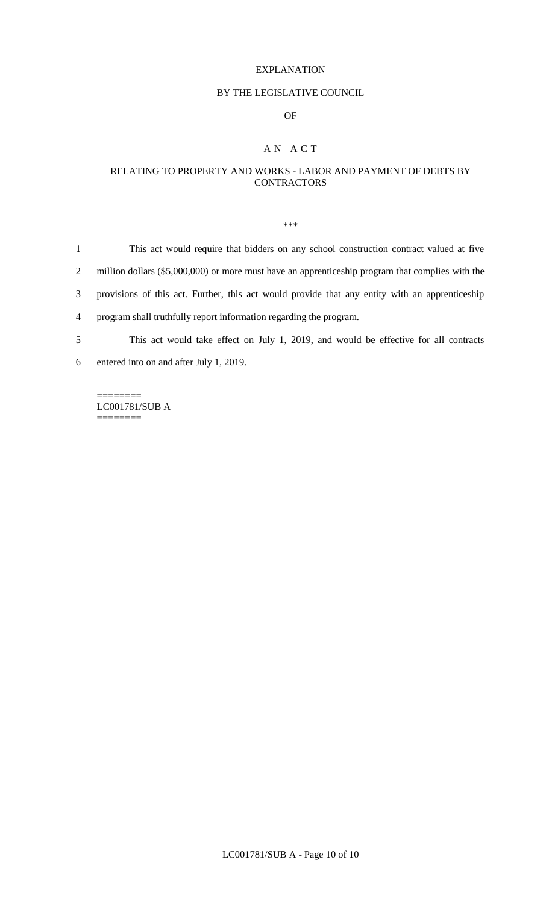EXPLANATION

BY THE LEGISLATIVE COUNCIL

OF

# A N  A C T

## RELATING TO PROPERTY AND WORKS - LABOR AND PAYMENT OF DEBTS BY CONTRACTORS

***

This act would require that bidders on any school construction contract valued at five million dollars ($5,000,000) or more must have an apprenticeship program that complies with the provisions of this act. Further, this act would provide that any entity with an apprenticeship program shall truthfully report information regarding the program.

This act would take effect on July 1, 2019, and would be effective for all contracts entered into on and after July 1, 2019.

========
LC001781/SUB A
========